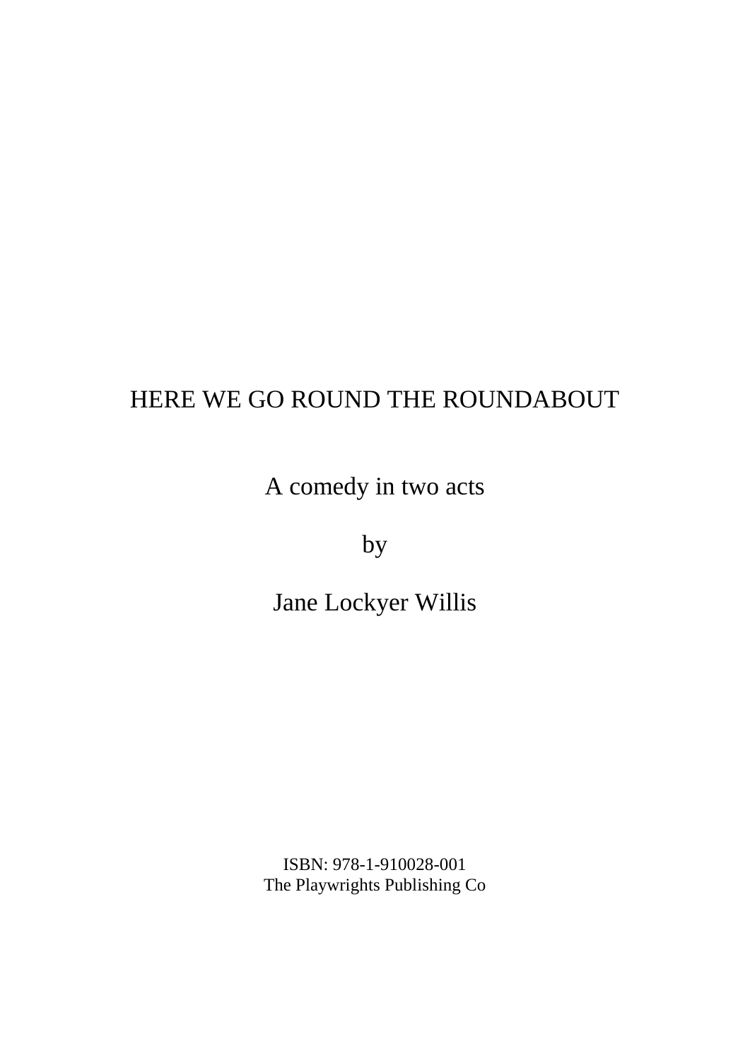# HERE WE GO ROUND THE ROUNDABOUT

A comedy in two acts

by

Jane Lockyer Willis

ISBN: 978-1-910028-001
The Playwrights Publishing Co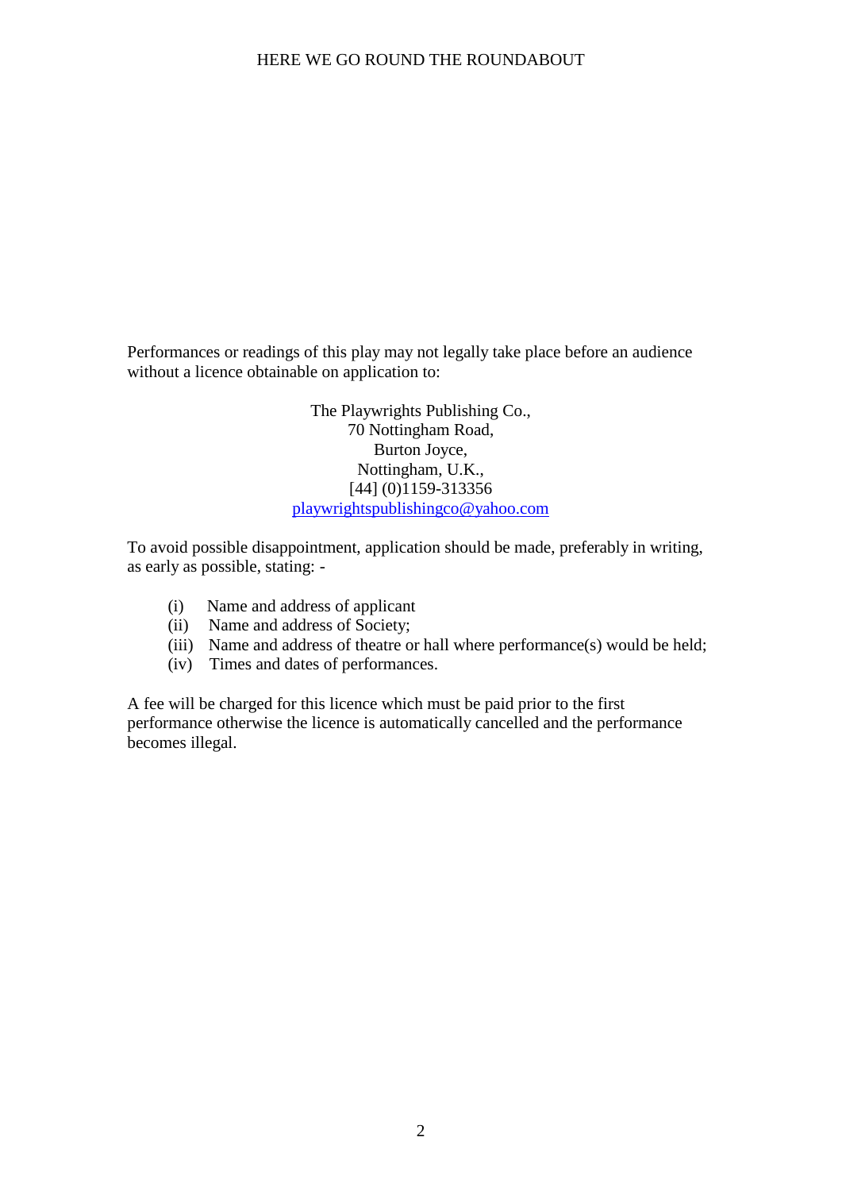Performances or readings of this play may not legally take place before an audience without a licence obtainable on application to:

The Playwrights Publishing Co.,  
70 Nottingham Road,  
Burton Joyce,  
Nottingham, U.K.,  
[44] (0)1159-313356  
playwrightspublishingco@yahoo.com

To avoid possible disappointment, application should be made, preferably in writing, as early as possible, stating: -

(i) Name and address of applicant  
(ii) Name and address of Society;  
(iii) Name and address of theatre or hall where performance(s) would be held;  
(iv) Times and dates of performances.

A fee will be charged for this licence which must be paid prior to the first performance otherwise the licence is automatically cancelled and the performance becomes illegal.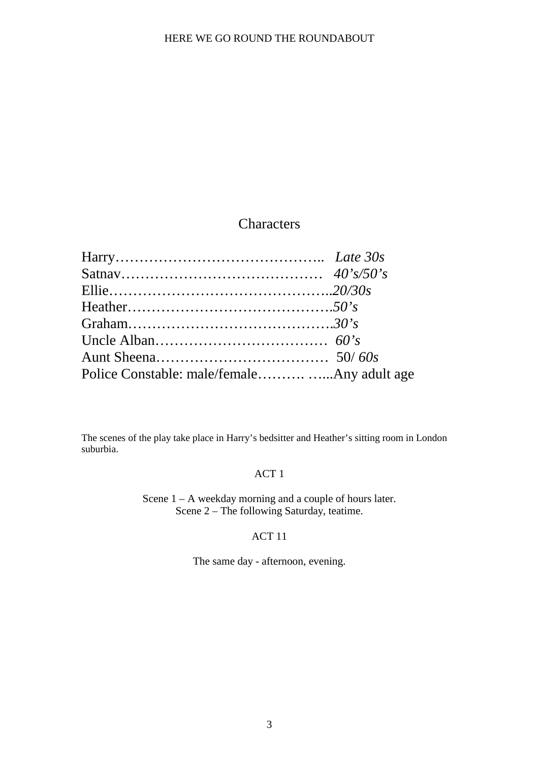## Characters

Harry…………………………………….. *Late 30s*
Satnav…………………………………… *40's/50's*
Ellie……………………………………..*20/30s*
Heather…………………………………….*50's*
Graham…………………………………….*30's*
Uncle Alban……………………………… *60's*
Aunt Sheena……………………………… 50/ *60s*
Police Constable: male/female………. …...Any adult age

The scenes of the play take place in Harry's bedsitter and Heather's sitting room in London suburbia.

### ACT 1

Scene 1 – A weekday morning and a couple of hours later.
Scene 2 – The following Saturday, teatime.

### ACT 11

The same day - afternoon, evening.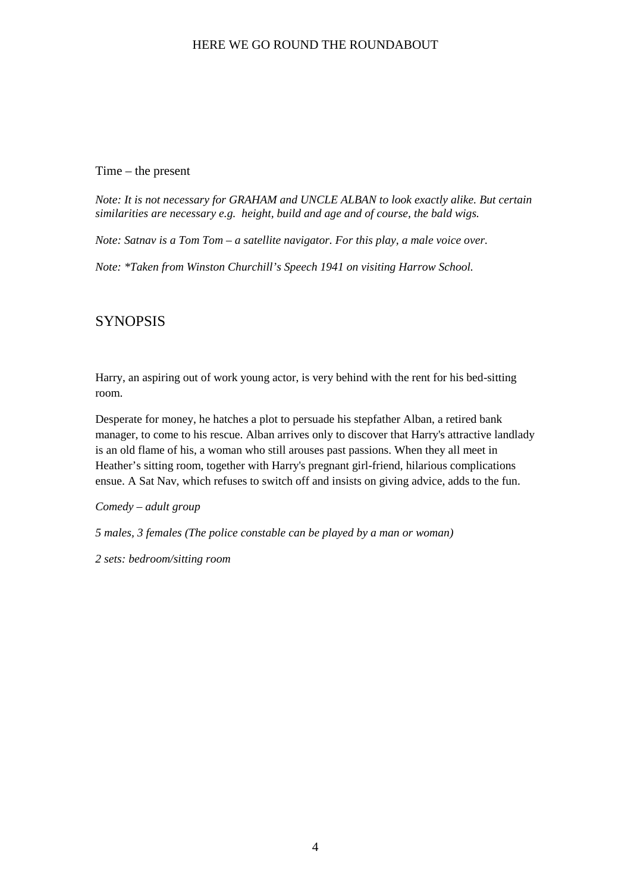Time – the present

*Note: It is not necessary for GRAHAM and UNCLE ALBAN to look exactly alike. But certain similarities are necessary e.g. height, build and age and of course, the bald wigs.*

*Note: Satnav is a Tom Tom – a satellite navigator. For this play, a male voice over.*

*Note: *Taken from Winston Churchill's Speech 1941 on visiting Harrow School.*

## SYNOPSIS

Harry, an aspiring out of work young actor, is very behind with the rent for his bed-sitting room.

Desperate for money, he hatches a plot to persuade his stepfather Alban, a retired bank manager, to come to his rescue. Alban arrives only to discover that Harry's attractive landlady is an old flame of his, a woman who still arouses past passions. When they all meet in Heather's sitting room, together with Harry's pregnant girl-friend, hilarious complications ensue. A Sat Nav, which refuses to switch off and insists on giving advice, adds to the fun.

*Comedy – adult group*

*5 males, 3 females (The police constable can be played by a man or woman)*

*2 sets: bedroom/sitting room*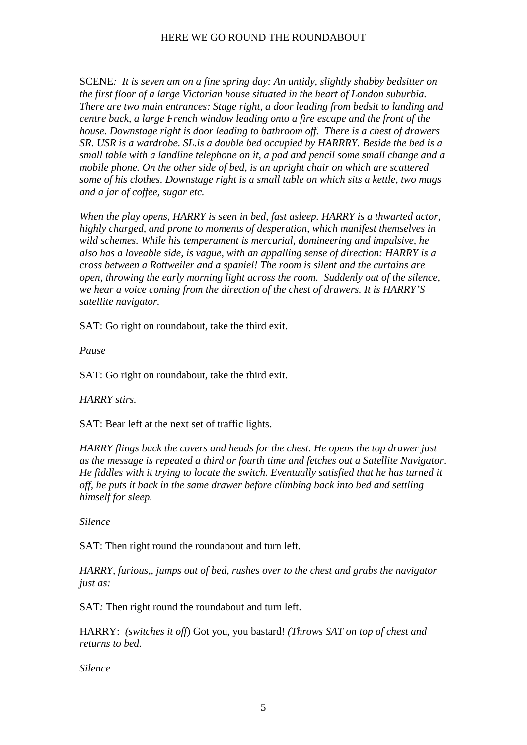SCENE*: It is seven am on a fine spring day: An untidy, slightly shabby bedsitter on the first floor of a large Victorian house situated in the heart of London suburbia. There are two main entrances: Stage right, a door leading from bedsit to landing and centre back, a large French window leading onto a fire escape and the front of the house. Downstage right is door leading to bathroom off. There is a chest of drawers SR. USR is a wardrobe. SL.is a double bed occupied by HARRRY. Beside the bed is a small table with a landline telephone on it, a pad and pencil some small change and a mobile phone. On the other side of bed, is an upright chair on which are scattered some of his clothes. Downstage right is a small table on which sits a kettle, two mugs and a jar of coffee, sugar etc.*

*When the play opens, HARRY is seen in bed, fast asleep. HARRY is a thwarted actor, highly charged, and prone to moments of desperation, which manifest themselves in wild schemes. While his temperament is mercurial, domineering and impulsive, he also has a loveable side, is vague, with an appalling sense of direction: HARRY is a cross between a Rottweiler and a spaniel! The room is silent and the curtains are open, throwing the early morning light across the room. Suddenly out of the silence, we hear a voice coming from the direction of the chest of drawers. It is HARRY'S satellite navigator.*

SAT: Go right on roundabout, take the third exit.

*Pause*

SAT: Go right on roundabout, take the third exit.

*HARRY stirs.*

SAT: Bear left at the next set of traffic lights.

*HARRY flings back the covers and heads for the chest. He opens the top drawer just as the message is repeated a third or fourth time and fetches out a Satellite Navigator. He fiddles with it trying to locate the switch. Eventually satisfied that he has turned it off, he puts it back in the same drawer before climbing back into bed and settling himself for sleep.*

*Silence*

SAT: Then right round the roundabout and turn left.

*HARRY, furious,, jumps out of bed, rushes over to the chest and grabs the navigator just as:*

SAT*:* Then right round the roundabout and turn left.

HARRY: *(switches it off*) Got you, you bastard! *(Throws SAT on top of chest and returns to bed.*

*Silence*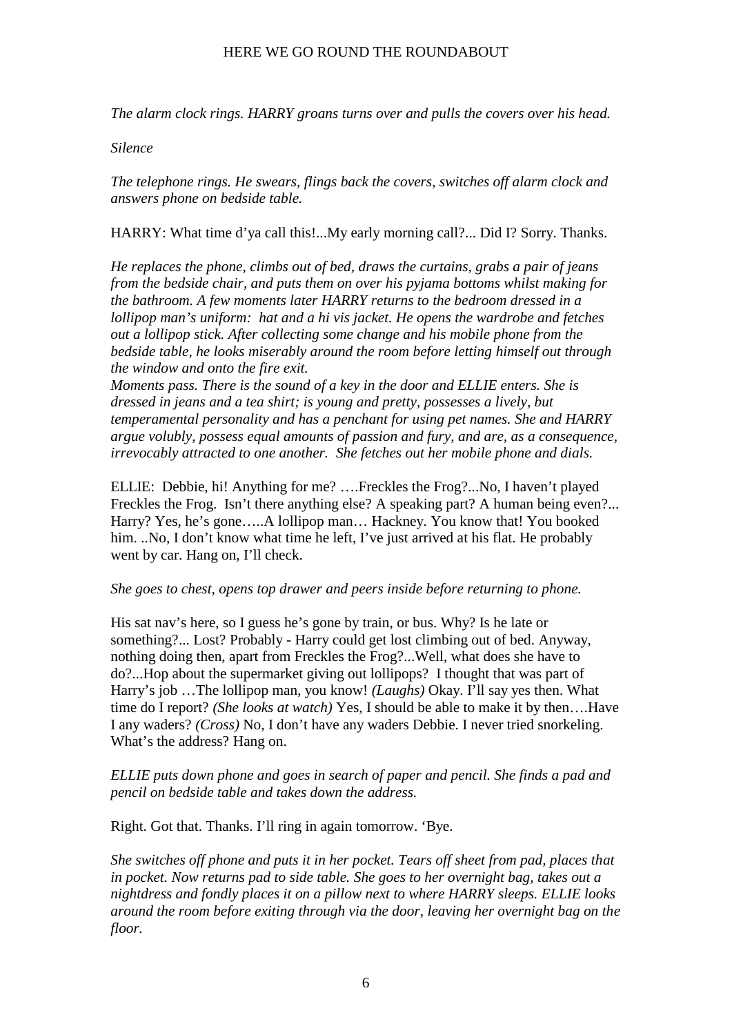*The alarm clock rings. HARRY groans turns over and pulls the covers over his head.*

*Silence*

*The telephone rings. He swears, flings back the covers, switches off alarm clock and answers phone on bedside table.*

HARRY: What time d'ya call this!...My early morning call?... Did I? Sorry. Thanks.

*He replaces the phone, climbs out of bed, draws the curtains, grabs a pair of jeans from the bedside chair, and puts them on over his pyjama bottoms whilst making for the bathroom. A few moments later HARRY returns to the bedroom dressed in a lollipop man's uniform: hat and a hi vis jacket. He opens the wardrobe and fetches out a lollipop stick. After collecting some change and his mobile phone from the bedside table, he looks miserably around the room before letting himself out through the window and onto the fire exit.*
*Moments pass. There is the sound of a key in the door and ELLIE enters. She is dressed in jeans and a tea shirt; is young and pretty, possesses a lively, but temperamental personality and has a penchant for using pet names. She and HARRY argue volubly, possess equal amounts of passion and fury, and are, as a consequence, irrevocably attracted to one another. She fetches out her mobile phone and dials.*

ELLIE: Debbie, hi! Anything for me? ….Freckles the Frog?...No, I haven't played Freckles the Frog. Isn't there anything else? A speaking part? A human being even?... Harry? Yes, he's gone…..A lollipop man… Hackney. You know that! You booked him. ..No, I don't know what time he left, I've just arrived at his flat. He probably went by car. Hang on, I'll check.

*She goes to chest, opens top drawer and peers inside before returning to phone.*

His sat nav's here, so I guess he's gone by train, or bus. Why? Is he late or something?... Lost? Probably - Harry could get lost climbing out of bed. Anyway, nothing doing then, apart from Freckles the Frog?...Well, what does she have to do?...Hop about the supermarket giving out lollipops? I thought that was part of Harry's job …The lollipop man, you know! *(Laughs)* Okay. I'll say yes then. What time do I report? *(She looks at watch)* Yes, I should be able to make it by then….Have I any waders? *(Cross)* No, I don't have any waders Debbie. I never tried snorkeling. What's the address? Hang on.

*ELLIE puts down phone and goes in search of paper and pencil. She finds a pad and pencil on bedside table and takes down the address.*

Right. Got that. Thanks. I'll ring in again tomorrow. 'Bye.

*She switches off phone and puts it in her pocket. Tears off sheet from pad, places that in pocket. Now returns pad to side table. She goes to her overnight bag, takes out a nightdress and fondly places it on a pillow next to where HARRY sleeps. ELLIE looks around the room before exiting through via the door, leaving her overnight bag on the floor.*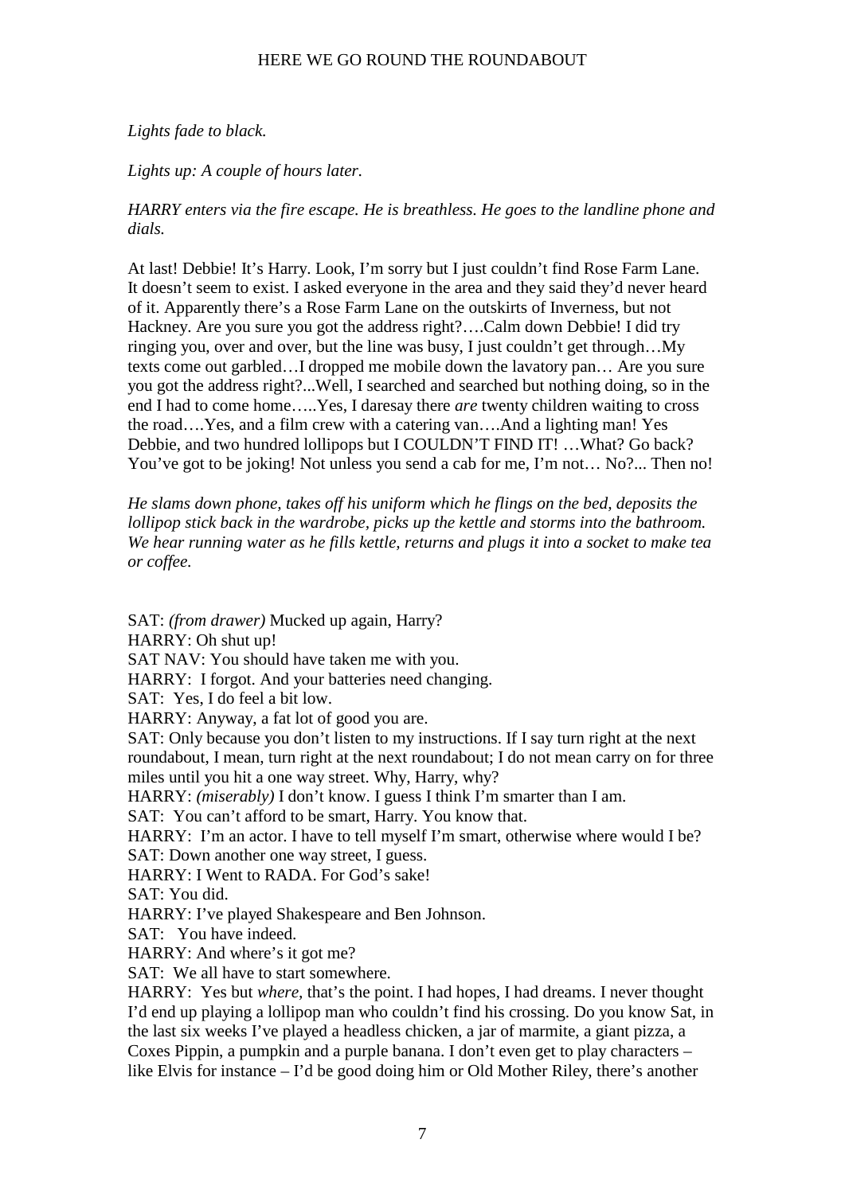*Lights fade to black.*

*Lights up: A couple of hours later.*

*HARRY enters via the fire escape. He is breathless. He goes to the landline phone and dials.*

At last! Debbie! It's Harry. Look, I'm sorry but I just couldn't find Rose Farm Lane. It doesn't seem to exist. I asked everyone in the area and they said they'd never heard of it. Apparently there's a Rose Farm Lane on the outskirts of Inverness, but not Hackney. Are you sure you got the address right?….Calm down Debbie! I did try ringing you, over and over, but the line was busy, I just couldn't get through…My texts come out garbled…I dropped me mobile down the lavatory pan… Are you sure you got the address right?...Well, I searched and searched but nothing doing, so in the end I had to come home…..Yes, I daresay there *are* twenty children waiting to cross the road….Yes, and a film crew with a catering van….And a lighting man! Yes Debbie, and two hundred lollipops but I COULDN'T FIND IT! …What? Go back? You've got to be joking! Not unless you send a cab for me, I'm not… No?... Then no!

*He slams down phone, takes off his uniform which he flings on the bed, deposits the lollipop stick back in the wardrobe, picks up the kettle and storms into the bathroom. We hear running water as he fills kettle, returns and plugs it into a socket to make tea or coffee.*

SAT: *(from drawer)* Mucked up again, Harry?
HARRY: Oh shut up!
SAT NAV: You should have taken me with you.
HARRY: I forgot. And your batteries need changing.
SAT: Yes, I do feel a bit low.
HARRY: Anyway, a fat lot of good you are.
SAT: Only because you don't listen to my instructions. If I say turn right at the next roundabout, I mean, turn right at the next roundabout; I do not mean carry on for three miles until you hit a one way street. Why, Harry, why?
HARRY: *(miserably)* I don't know. I guess I think I'm smarter than I am.
SAT: You can't afford to be smart, Harry. You know that.
HARRY: I'm an actor. I have to tell myself I'm smart, otherwise where would I be?
SAT: Down another one way street, I guess.
HARRY: I Went to RADA. For God's sake!
SAT: You did.
HARRY: I've played Shakespeare and Ben Johnson.
SAT: You have indeed.
HARRY: And where's it got me?
SAT: We all have to start somewhere.
HARRY: Yes but *where*, that's the point. I had hopes, I had dreams. I never thought I'd end up playing a lollipop man who couldn't find his crossing. Do you know Sat, in the last six weeks I've played a headless chicken, a jar of marmite, a giant pizza, a Coxes Pippin, a pumpkin and a purple banana. I don't even get to play characters – like Elvis for instance – I'd be good doing him or Old Mother Riley, there's another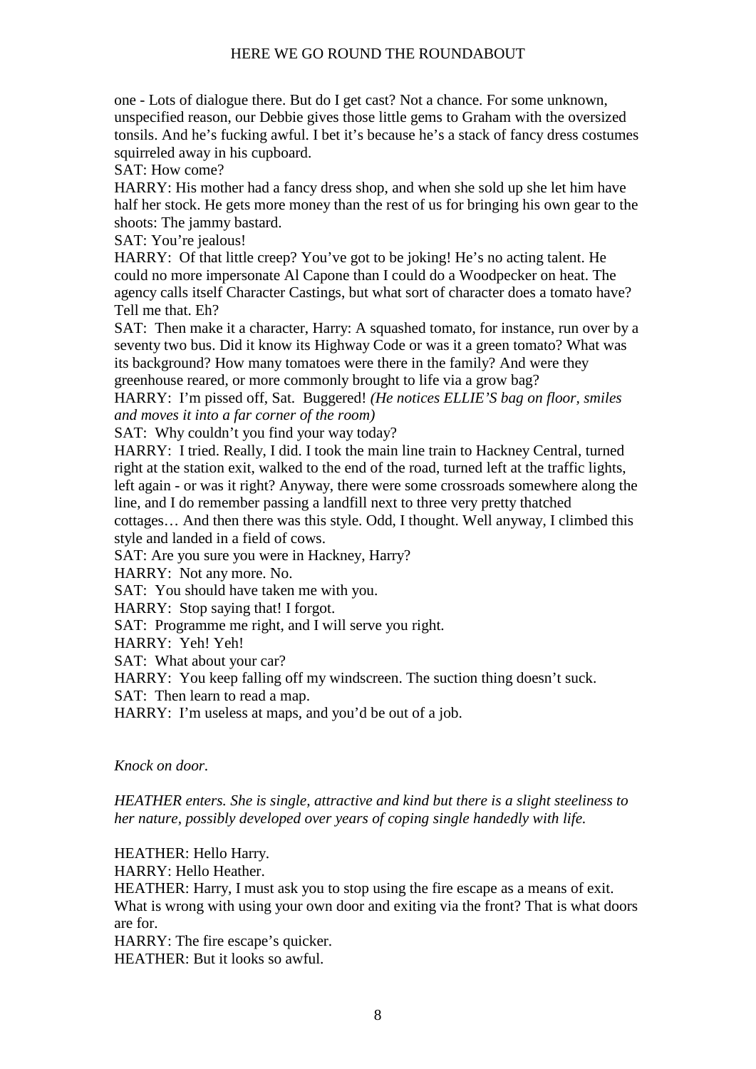one - Lots of dialogue there. But do I get cast? Not a chance. For some unknown, unspecified reason, our Debbie gives those little gems to Graham with the oversized tonsils. And he's fucking awful. I bet it's because he's a stack of fancy dress costumes squirreled away in his cupboard.

SAT: How come?

HARRY: His mother had a fancy dress shop, and when she sold up she let him have half her stock. He gets more money than the rest of us for bringing his own gear to the shoots: The jammy bastard.

SAT: You're jealous!

HARRY: Of that little creep? You've got to be joking! He's no acting talent. He could no more impersonate Al Capone than I could do a Woodpecker on heat. The agency calls itself Character Castings, but what sort of character does a tomato have? Tell me that. Eh?

SAT: Then make it a character, Harry: A squashed tomato, for instance, run over by a seventy two bus. Did it know its Highway Code or was it a green tomato? What was its background? How many tomatoes were there in the family? And were they greenhouse reared, or more commonly brought to life via a grow bag?

HARRY: I'm pissed off, Sat. Buggered! *(He notices ELLIE'S bag on floor, smiles and moves it into a far corner of the room)*

SAT: Why couldn't you find your way today?

HARRY: I tried. Really, I did. I took the main line train to Hackney Central, turned right at the station exit, walked to the end of the road, turned left at the traffic lights, left again - or was it right? Anyway, there were some crossroads somewhere along the line, and I do remember passing a landfill next to three very pretty thatched cottages… And then there was this style. Odd, I thought. Well anyway, I climbed this style and landed in a field of cows.

SAT: Are you sure you were in Hackney, Harry?

HARRY: Not any more. No.

SAT: You should have taken me with you.

HARRY: Stop saying that! I forgot.

SAT: Programme me right, and I will serve you right.

HARRY: Yeh! Yeh!

SAT: What about your car?

HARRY: You keep falling off my windscreen. The suction thing doesn't suck.

SAT: Then learn to read a map.

HARRY: I'm useless at maps, and you'd be out of a job.

*Knock on door.*

*HEATHER enters. She is single, attractive and kind but there is a slight steeliness to her nature, possibly developed over years of coping single handedly with life.*

HEATHER: Hello Harry.

HARRY: Hello Heather.

HEATHER: Harry, I must ask you to stop using the fire escape as a means of exit. What is wrong with using your own door and exiting via the front? That is what doors are for.

HARRY: The fire escape's quicker.

HEATHER: But it looks so awful.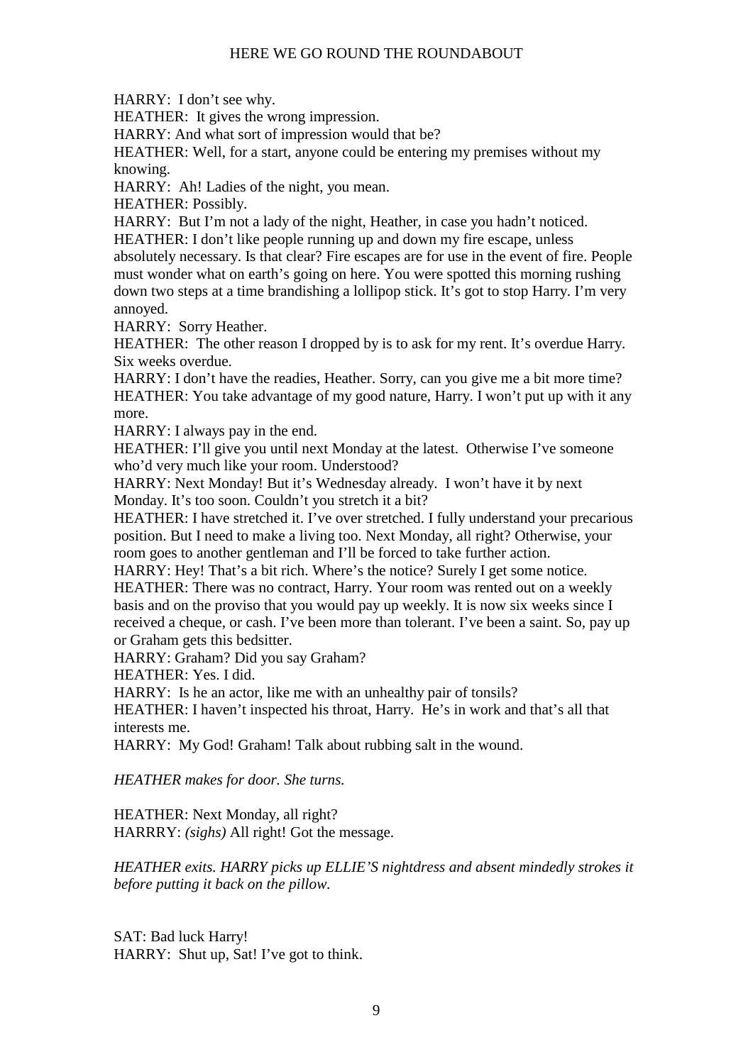HARRY: I don't see why.
HEATHER: It gives the wrong impression.
HARRY: And what sort of impression would that be?
HEATHER: Well, for a start, anyone could be entering my premises without my knowing.
HARRY: Ah! Ladies of the night, you mean.
HEATHER: Possibly.
HARRY: But I'm not a lady of the night, Heather, in case you hadn't noticed.
HEATHER: I don't like people running up and down my fire escape, unless absolutely necessary. Is that clear? Fire escapes are for use in the event of fire. People must wonder what on earth's going on here. You were spotted this morning rushing down two steps at a time brandishing a lollipop stick. It's got to stop Harry. I'm very annoyed.
HARRY: Sorry Heather.
HEATHER: The other reason I dropped by is to ask for my rent. It's overdue Harry. Six weeks overdue.
HARRY: I don't have the readies, Heather. Sorry, can you give me a bit more time?
HEATHER: You take advantage of my good nature, Harry. I won't put up with it any more.
HARRY: I always pay in the end.
HEATHER: I'll give you until next Monday at the latest. Otherwise I've someone who'd very much like your room. Understood?
HARRY: Next Monday! But it's Wednesday already. I won't have it by next Monday. It's too soon. Couldn't you stretch it a bit?
HEATHER: I have stretched it. I've over stretched. I fully understand your precarious position. But I need to make a living too. Next Monday, all right? Otherwise, your room goes to another gentleman and I'll be forced to take further action.
HARRY: Hey! That's a bit rich. Where's the notice? Surely I get some notice.
HEATHER: There was no contract, Harry. Your room was rented out on a weekly basis and on the proviso that you would pay up weekly. It is now six weeks since I received a cheque, or cash. I've been more than tolerant. I've been a saint. So, pay up or Graham gets this bedsitter.
HARRY: Graham? Did you say Graham?
HEATHER: Yes. I did.
HARRY: Is he an actor, like me with an unhealthy pair of tonsils?
HEATHER: I haven't inspected his throat, Harry. He's in work and that's all that interests me.
HARRY: My God! Graham! Talk about rubbing salt in the wound.

*HEATHER makes for door. She turns.*

HEATHER: Next Monday, all right?
HARRRY: *(sighs)* All right! Got the message.

*HEATHER exits. HARRY picks up ELLIE'S nightdress and absent mindedly strokes it before putting it back on the pillow.*

SAT: Bad luck Harry!
HARRY: Shut up, Sat! I've got to think.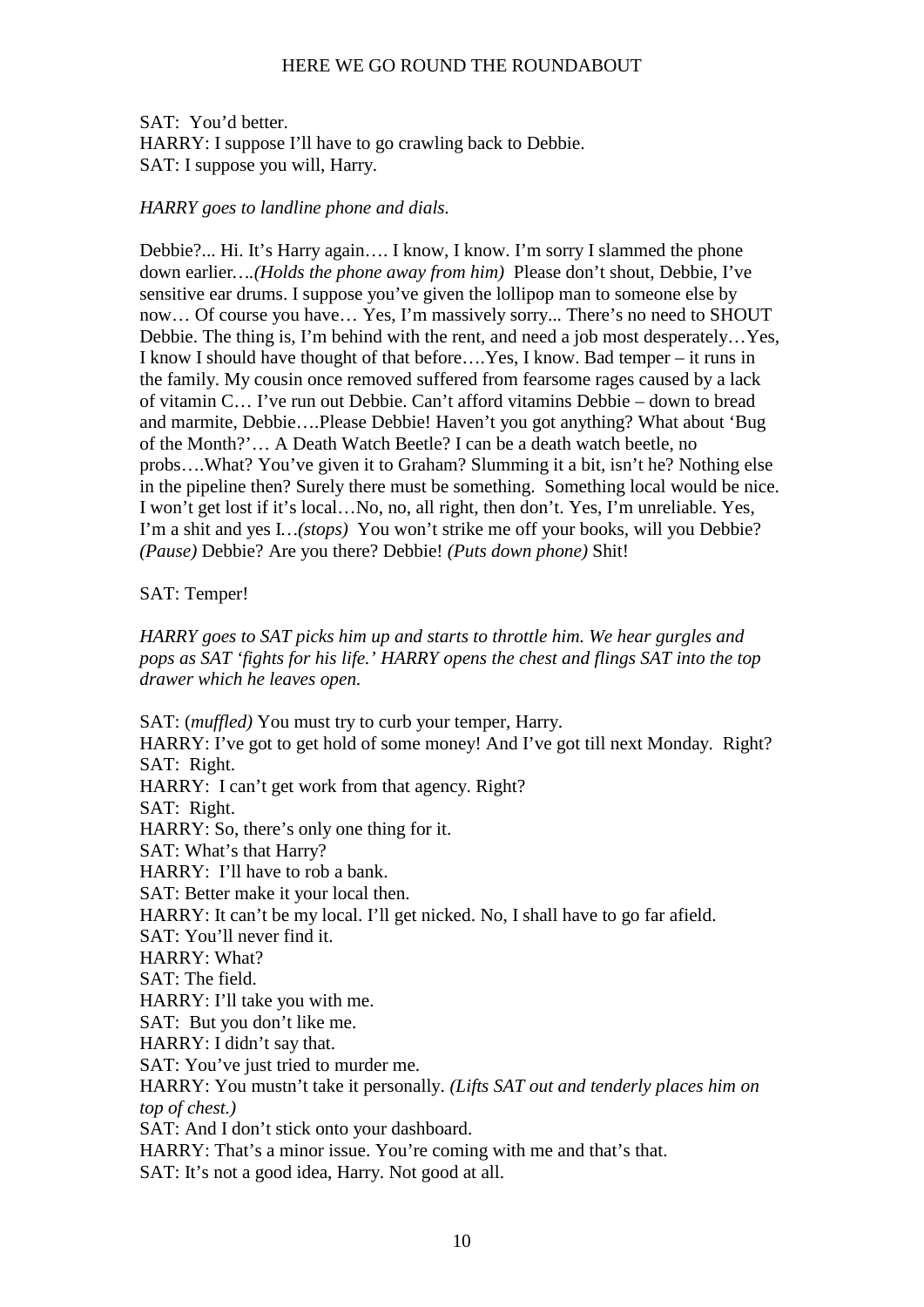SAT:  You'd better.
HARRY: I suppose I'll have to go crawling back to Debbie.
SAT: I suppose you will, Harry.

*HARRY goes to landline phone and dials.*

Debbie?... Hi. It's Harry again…. I know, I know. I'm sorry I slammed the phone down earlier….*(Holds the phone away from him)* Please don't shout, Debbie, I've sensitive ear drums. I suppose you've given the lollipop man to someone else by now… Of course you have… Yes, I'm massively sorry... There's no need to SHOUT Debbie. The thing is, I'm behind with the rent, and need a job most desperately…Yes, I know I should have thought of that before….Yes, I know. Bad temper – it runs in the family. My cousin once removed suffered from fearsome rages caused by a lack of vitamin C… I've run out Debbie. Can't afford vitamins Debbie – down to bread and marmite, Debbie….Please Debbie! Haven't you got anything? What about 'Bug of the Month?'… A Death Watch Beetle? I can be a death watch beetle, no probs….What? You've given it to Graham? Slumming it a bit, isn't he? Nothing else in the pipeline then? Surely there must be something.  Something local would be nice. I won't get lost if it's local…No, no, all right, then don't. Yes, I'm unreliable. Yes, I'm a shit and yes I…*(stops)* You won't strike me off your books, will you Debbie? *(Pause)* Debbie? Are you there? Debbie! *(Puts down phone)* Shit!

SAT: Temper!

*HARRY goes to SAT picks him up and starts to throttle him. We hear gurgles and pops as SAT 'fights for his life.' HARRY opens the chest and flings SAT into the top drawer which he leaves open.*

SAT: (*muffled)* You must try to curb your temper, Harry.
HARRY: I've got to get hold of some money! And I've got till next Monday.  Right?
SAT:  Right.
HARRY:  I can't get work from that agency. Right?
SAT:  Right.
HARRY: So, there's only one thing for it.
SAT: What's that Harry?
HARRY:  I'll have to rob a bank.
SAT: Better make it your local then.
HARRY: It can't be my local. I'll get nicked. No, I shall have to go far afield.
SAT: You'll never find it.
HARRY: What?
SAT: The field.
HARRY: I'll take you with me.
SAT:  But you don't like me.
HARRY: I didn't say that.
SAT: You've just tried to murder me.
HARRY: You mustn't take it personally. *(Lifts SAT out and tenderly places him on top of chest.)*
SAT: And I don't stick onto your dashboard.
HARRY: That's a minor issue. You're coming with me and that's that.
SAT: It's not a good idea, Harry. Not good at all.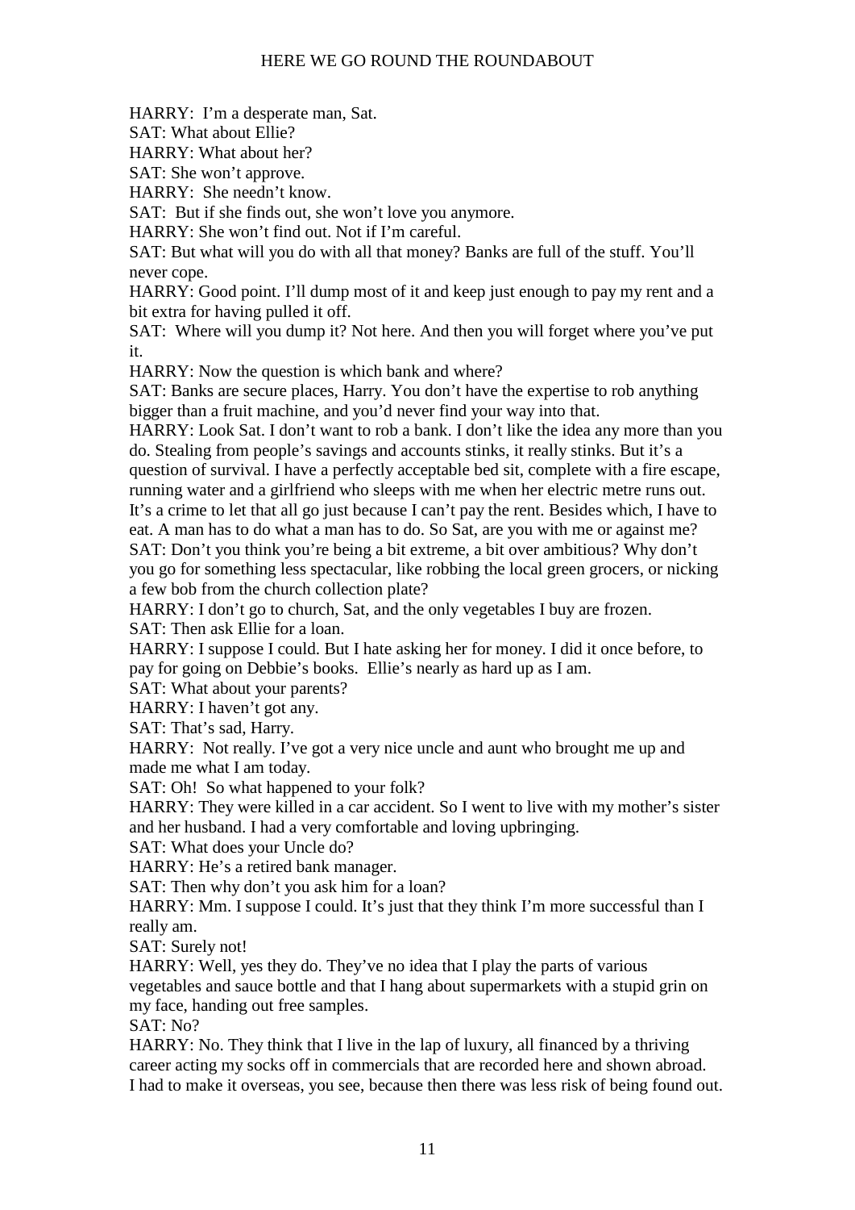HARRY:  I'm a desperate man, Sat.

SAT: What about Ellie?

HARRY: What about her?

SAT: She won't approve.

HARRY:  She needn't know.

SAT:  But if she finds out, she won't love you anymore.

HARRY: She won't find out. Not if I'm careful.

SAT: But what will you do with all that money? Banks are full of the stuff. You'll never cope.

HARRY: Good point. I'll dump most of it and keep just enough to pay my rent and a bit extra for having pulled it off.

SAT:  Where will you dump it? Not here. And then you will forget where you've put it.

HARRY: Now the question is which bank and where?

SAT: Banks are secure places, Harry. You don't have the expertise to rob anything bigger than a fruit machine, and you'd never find your way into that.

HARRY: Look Sat. I don't want to rob a bank. I don't like the idea any more than you do. Stealing from people's savings and accounts stinks, it really stinks. But it's a question of survival. I have a perfectly acceptable bed sit, complete with a fire escape, running water and a girlfriend who sleeps with me when her electric metre runs out. It's a crime to let that all go just because I can't pay the rent. Besides which, I have to eat. A man has to do what a man has to do. So Sat, are you with me or against me?

SAT: Don't you think you're being a bit extreme, a bit over ambitious? Why don't you go for something less spectacular, like robbing the local green grocers, or nicking a few bob from the church collection plate?

HARRY: I don't go to church, Sat, and the only vegetables I buy are frozen.

SAT: Then ask Ellie for a loan.

HARRY: I suppose I could. But I hate asking her for money. I did it once before, to pay for going on Debbie's books.  Ellie's nearly as hard up as I am.

SAT: What about your parents?

HARRY: I haven't got any.

SAT: That's sad, Harry.

HARRY:  Not really. I've got a very nice uncle and aunt who brought me up and made me what I am today.

SAT: Oh!  So what happened to your folk?

HARRY: They were killed in a car accident. So I went to live with my mother's sister and her husband. I had a very comfortable and loving upbringing.

SAT: What does your Uncle do?

HARRY: He's a retired bank manager.

SAT: Then why don't you ask him for a loan?

HARRY: Mm. I suppose I could. It's just that they think I'm more successful than I really am.

SAT: Surely not!

HARRY: Well, yes they do. They've no idea that I play the parts of various vegetables and sauce bottle and that I hang about supermarkets with a stupid grin on my face, handing out free samples.

SAT: No?

HARRY: No. They think that I live in the lap of luxury, all financed by a thriving career acting my socks off in commercials that are recorded here and shown abroad. I had to make it overseas, you see, because then there was less risk of being found out.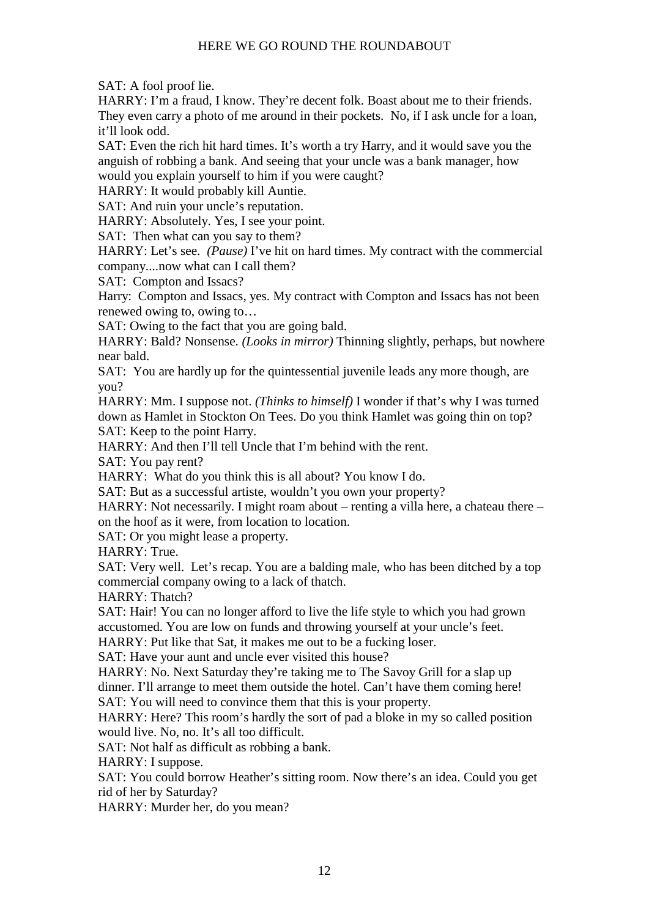SAT: A fool proof lie.

HARRY: I'm a fraud, I know. They're decent folk. Boast about me to their friends. They even carry a photo of me around in their pockets. No, if I ask uncle for a loan, it'll look odd.

SAT: Even the rich hit hard times. It's worth a try Harry, and it would save you the anguish of robbing a bank. And seeing that your uncle was a bank manager, how would you explain yourself to him if you were caught?

HARRY: It would probably kill Auntie.

SAT: And ruin your uncle's reputation.

HARRY: Absolutely. Yes, I see your point.

SAT: Then what can you say to them?

HARRY: Let's see. *(Pause)* I've hit on hard times. My contract with the commercial company....now what can I call them?

SAT: Compton and Issacs?

Harry: Compton and Issacs, yes. My contract with Compton and Issacs has not been renewed owing to, owing to…

SAT: Owing to the fact that you are going bald.

HARRY: Bald? Nonsense. *(Looks in mirror)* Thinning slightly, perhaps, but nowhere near bald.

SAT: You are hardly up for the quintessential juvenile leads any more though, are you?

HARRY: Mm. I suppose not. *(Thinks to himself)* I wonder if that's why I was turned down as Hamlet in Stockton On Tees. Do you think Hamlet was going thin on top?

SAT: Keep to the point Harry.

HARRY: And then I'll tell Uncle that I'm behind with the rent.

SAT: You pay rent?

HARRY: What do you think this is all about? You know I do.

SAT: But as a successful artiste, wouldn't you own your property?

HARRY: Not necessarily. I might roam about – renting a villa here, a chateau there – on the hoof as it were, from location to location.

SAT: Or you might lease a property.

HARRY: True.

SAT: Very well. Let's recap. You are a balding male, who has been ditched by a top commercial company owing to a lack of thatch.

HARRY: Thatch?

SAT: Hair! You can no longer afford to live the life style to which you had grown accustomed. You are low on funds and throwing yourself at your uncle's feet.

HARRY: Put like that Sat, it makes me out to be a fucking loser.

SAT: Have your aunt and uncle ever visited this house?

HARRY: No. Next Saturday they're taking me to The Savoy Grill for a slap up dinner. I'll arrange to meet them outside the hotel. Can't have them coming here!

SAT: You will need to convince them that this is your property.

HARRY: Here? This room's hardly the sort of pad a bloke in my so called position would live. No, no. It's all too difficult.

SAT: Not half as difficult as robbing a bank.

HARRY: I suppose.

SAT: You could borrow Heather's sitting room. Now there's an idea. Could you get rid of her by Saturday?

HARRY: Murder her, do you mean?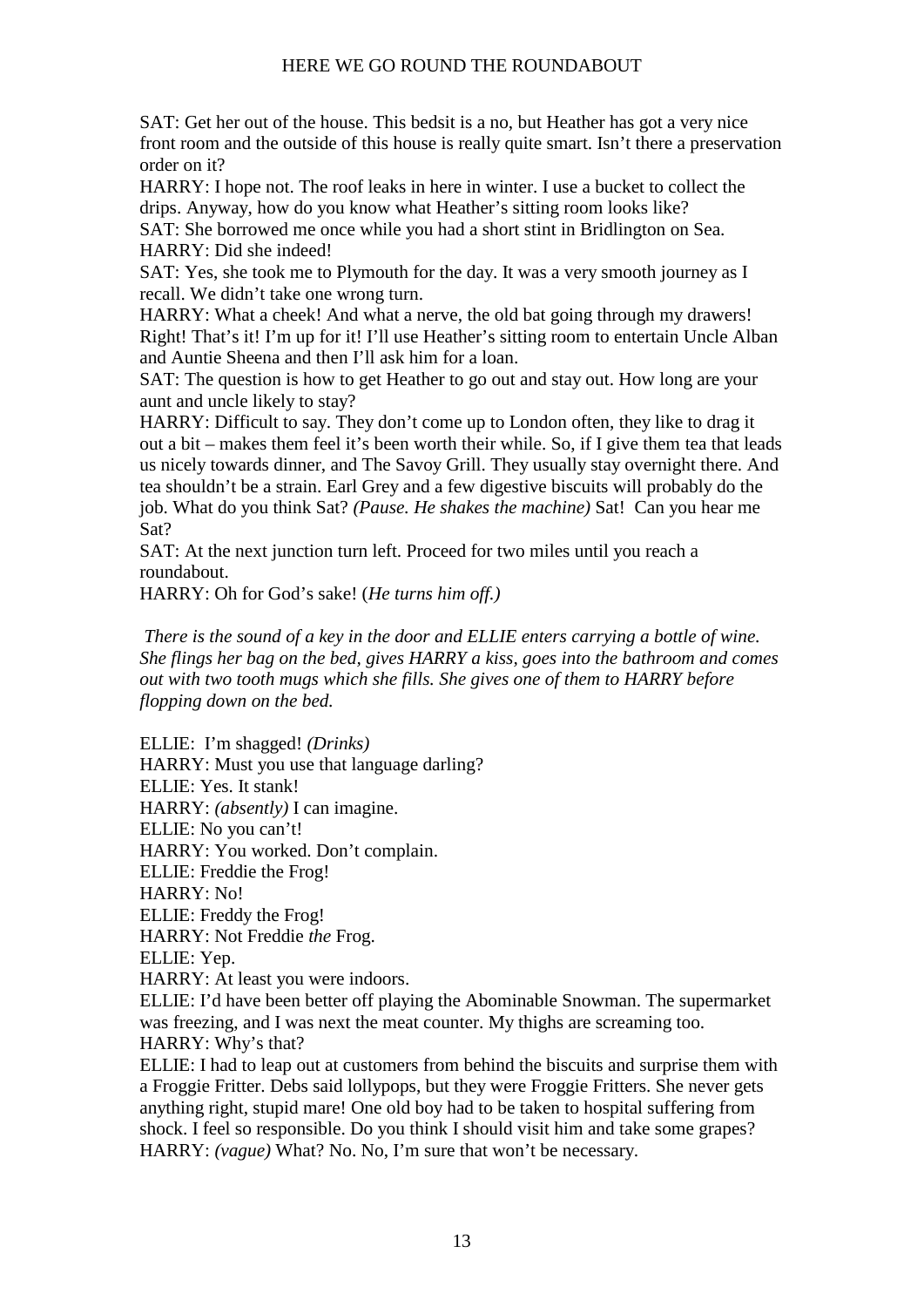SAT: Get her out of the house. This bedsit is a no, but Heather has got a very nice front room and the outside of this house is really quite smart. Isn't there a preservation order on it?
HARRY: I hope not. The roof leaks in here in winter. I use a bucket to collect the drips. Anyway, how do you know what Heather's sitting room looks like?
SAT: She borrowed me once while you had a short stint in Bridlington on Sea.
HARRY: Did she indeed!
SAT: Yes, she took me to Plymouth for the day. It was a very smooth journey as I recall. We didn't take one wrong turn.
HARRY: What a cheek! And what a nerve, the old bat going through my drawers! Right! That's it! I'm up for it! I'll use Heather's sitting room to entertain Uncle Alban and Auntie Sheena and then I'll ask him for a loan.
SAT: The question is how to get Heather to go out and stay out. How long are your aunt and uncle likely to stay?
HARRY: Difficult to say. They don't come up to London often, they like to drag it out a bit – makes them feel it's been worth their while. So, if I give them tea that leads us nicely towards dinner, and The Savoy Grill. They usually stay overnight there. And tea shouldn't be a strain. Earl Grey and a few digestive biscuits will probably do the job. What do you think Sat? *(Pause. He shakes the machine)* Sat! Can you hear me Sat?
SAT: At the next junction turn left. Proceed for two miles until you reach a roundabout.
HARRY: Oh for God's sake! (*He turns him off.)*

*There is the sound of a key in the door and ELLIE enters carrying a bottle of wine. She flings her bag on the bed, gives HARRY a kiss, goes into the bathroom and comes out with two tooth mugs which she fills. She gives one of them to HARRY before flopping down on the bed.*

ELLIE: I'm shagged! *(Drinks)*
HARRY: Must you use that language darling?
ELLIE: Yes. It stank!
HARRY: *(absently)* I can imagine.
ELLIE: No you can't!
HARRY: You worked. Don't complain.
ELLIE: Freddie the Frog!
HARRY: No!
ELLIE: Freddy the Frog!
HARRY: Not Freddie *the* Frog.
ELLIE: Yep.
HARRY: At least you were indoors.
ELLIE: I'd have been better off playing the Abominable Snowman. The supermarket was freezing, and I was next the meat counter. My thighs are screaming too.
HARRY: Why's that?
ELLIE: I had to leap out at customers from behind the biscuits and surprise them with a Froggie Fritter. Debs said lollypops, but they were Froggie Fritters. She never gets anything right, stupid mare! One old boy had to be taken to hospital suffering from shock. I feel so responsible. Do you think I should visit him and take some grapes?
HARRY: *(vague)* What? No. No, I'm sure that won't be necessary.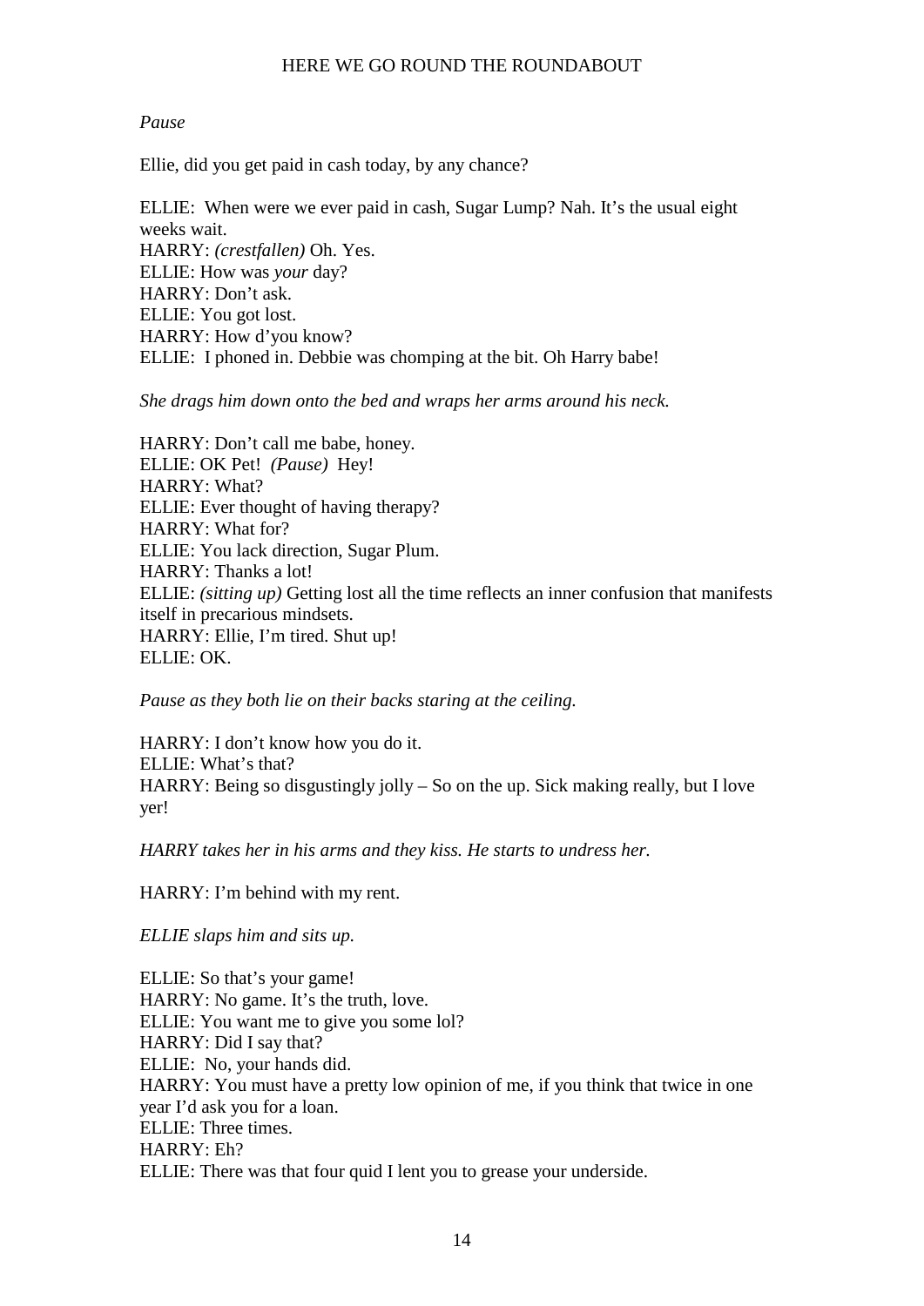*Pause*

Ellie, did you get paid in cash today, by any chance?

ELLIE: When were we ever paid in cash, Sugar Lump? Nah. It's the usual eight weeks wait.
HARRY: *(crestfallen)* Oh. Yes.
ELLIE: How was *your* day?
HARRY: Don't ask.
ELLIE: You got lost.
HARRY: How d'you know?
ELLIE: I phoned in. Debbie was chomping at the bit. Oh Harry babe!

*She drags him down onto the bed and wraps her arms around his neck.*

HARRY: Don't call me babe, honey.
ELLIE: OK Pet! *(Pause)* Hey!
HARRY: What?
ELLIE: Ever thought of having therapy?
HARRY: What for?
ELLIE: You lack direction, Sugar Plum.
HARRY: Thanks a lot!
ELLIE: *(sitting up)* Getting lost all the time reflects an inner confusion that manifests itself in precarious mindsets.
HARRY: Ellie, I'm tired. Shut up!
ELLIE: OK.

*Pause as they both lie on their backs staring at the ceiling.*

HARRY: I don't know how you do it.
ELLIE: What's that?
HARRY: Being so disgustingly jolly – So on the up. Sick making really, but I love yer!

*HARRY takes her in his arms and they kiss. He starts to undress her.*

HARRY: I'm behind with my rent.

*ELLIE slaps him and sits up.*

ELLIE: So that's your game!
HARRY: No game. It's the truth, love.
ELLIE: You want me to give you some lol?
HARRY: Did I say that?
ELLIE: No, your hands did.
HARRY: You must have a pretty low opinion of me, if you think that twice in one year I'd ask you for a loan.
ELLIE: Three times.
HARRY: Eh?
ELLIE: There was that four quid I lent you to grease your underside.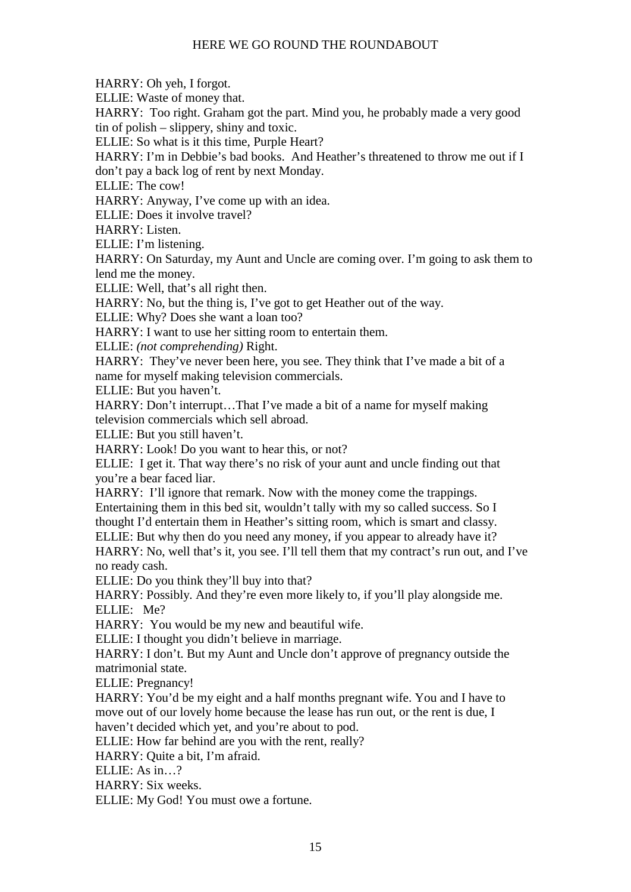HARRY: Oh yeh, I forgot.

ELLIE: Waste of money that.

HARRY: Too right. Graham got the part. Mind you, he probably made a very good tin of polish – slippery, shiny and toxic.

ELLIE: So what is it this time, Purple Heart?

HARRY: I'm in Debbie's bad books. And Heather's threatened to throw me out if I don't pay a back log of rent by next Monday.

ELLIE: The cow!

HARRY: Anyway, I've come up with an idea.

ELLIE: Does it involve travel?

HARRY: Listen.

ELLIE: I'm listening.

HARRY: On Saturday, my Aunt and Uncle are coming over. I'm going to ask them to lend me the money.

ELLIE: Well, that's all right then.

HARRY: No, but the thing is, I've got to get Heather out of the way.

ELLIE: Why? Does she want a loan too?

HARRY: I want to use her sitting room to entertain them.

ELLIE: *(not comprehending)* Right.

HARRY: They've never been here, you see. They think that I've made a bit of a name for myself making television commercials.

ELLIE: But you haven't.

HARRY: Don't interrupt…That I've made a bit of a name for myself making television commercials which sell abroad.

ELLIE: But you still haven't.

HARRY: Look! Do you want to hear this, or not?

ELLIE: I get it. That way there's no risk of your aunt and uncle finding out that you're a bear faced liar.

HARRY: I'll ignore that remark. Now with the money come the trappings. Entertaining them in this bed sit, wouldn't tally with my so called success. So I thought I'd entertain them in Heather's sitting room, which is smart and classy.

ELLIE: But why then do you need any money, if you appear to already have it?

HARRY: No, well that's it, you see. I'll tell them that my contract's run out, and I've no ready cash.

ELLIE: Do you think they'll buy into that?

HARRY: Possibly. And they're even more likely to, if you'll play alongside me.

ELLIE: Me?

HARRY: You would be my new and beautiful wife.

ELLIE: I thought you didn't believe in marriage.

HARRY: I don't. But my Aunt and Uncle don't approve of pregnancy outside the matrimonial state.

ELLIE: Pregnancy!

HARRY: You'd be my eight and a half months pregnant wife. You and I have to move out of our lovely home because the lease has run out, or the rent is due, I haven't decided which yet, and you're about to pod.

ELLIE: How far behind are you with the rent, really?

HARRY: Quite a bit, I'm afraid.

ELLIE: As in…?

HARRY: Six weeks.

ELLIE: My God! You must owe a fortune.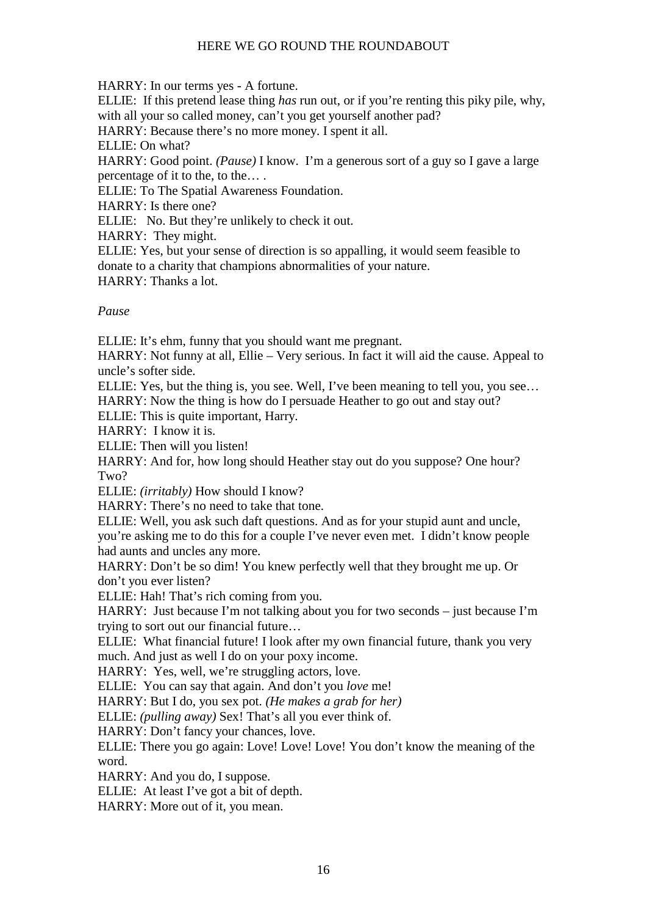HARRY: In our terms yes - A fortune.

ELLIE: If this pretend lease thing *has* run out, or if you're renting this piky pile, why, with all your so called money, can't you get yourself another pad?

HARRY: Because there's no more money. I spent it all.

ELLIE: On what?

HARRY: Good point. *(Pause)* I know. I'm a generous sort of a guy so I gave a large percentage of it to the, to the… .

ELLIE: To The Spatial Awareness Foundation.

HARRY: Is there one?

ELLIE: No. But they're unlikely to check it out.

HARRY: They might.

ELLIE: Yes, but your sense of direction is so appalling, it would seem feasible to donate to a charity that champions abnormalities of your nature.

HARRY: Thanks a lot.

*Pause*

ELLIE: It's ehm, funny that you should want me pregnant.

HARRY: Not funny at all, Ellie – Very serious. In fact it will aid the cause. Appeal to uncle's softer side.

ELLIE: Yes, but the thing is, you see. Well, I've been meaning to tell you, you see…

HARRY: Now the thing is how do I persuade Heather to go out and stay out?

ELLIE: This is quite important, Harry.

HARRY: I know it is.

ELLIE: Then will you listen!

HARRY: And for, how long should Heather stay out do you suppose? One hour? Two?

ELLIE: *(irritably)* How should I know?

HARRY: There's no need to take that tone.

ELLIE: Well, you ask such daft questions. And as for your stupid aunt and uncle, you're asking me to do this for a couple I've never even met. I didn't know people had aunts and uncles any more.

HARRY: Don't be so dim! You knew perfectly well that they brought me up. Or don't you ever listen?

ELLIE: Hah! That's rich coming from you.

HARRY: Just because I'm not talking about you for two seconds – just because I'm trying to sort out our financial future…

ELLIE: What financial future! I look after my own financial future, thank you very much. And just as well I do on your poxy income.

HARRY: Yes, well, we're struggling actors, love.

ELLIE: You can say that again. And don't you *love* me!

HARRY: But I do, you sex pot. *(He makes a grab for her)*

ELLIE: *(pulling away)* Sex! That's all you ever think of.

HARRY: Don't fancy your chances, love.

ELLIE: There you go again: Love! Love! Love! You don't know the meaning of the word.

HARRY: And you do, I suppose.

ELLIE: At least I've got a bit of depth.

HARRY: More out of it, you mean.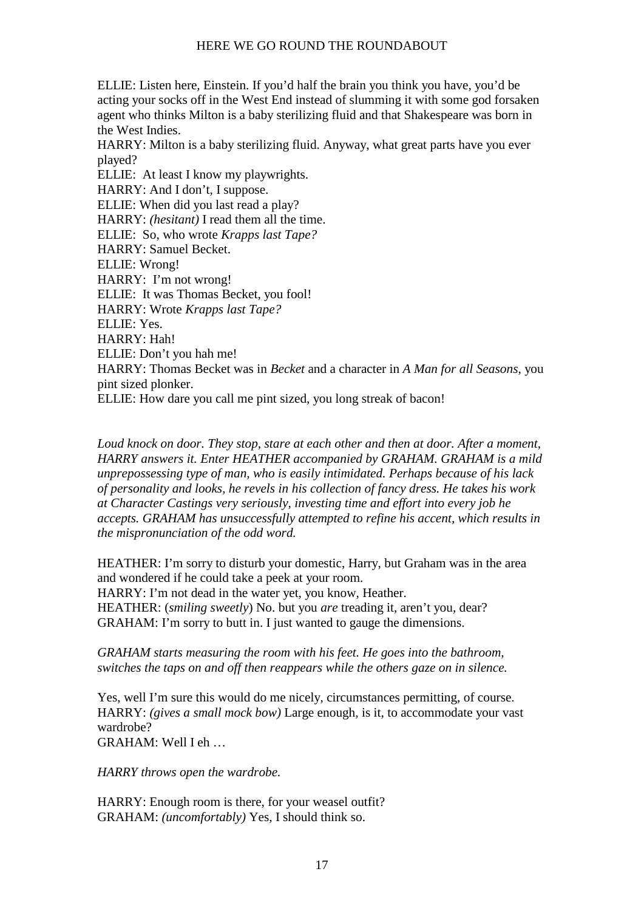ELLIE: Listen here, Einstein. If you'd half the brain you think you have, you'd be acting your socks off in the West End instead of slumming it with some god forsaken agent who thinks Milton is a baby sterilizing fluid and that Shakespeare was born in the West Indies.
HARRY: Milton is a baby sterilizing fluid. Anyway, what great parts have you ever played?
ELLIE: At least I know my playwrights.
HARRY: And I don't, I suppose.
ELLIE: When did you last read a play?
HARRY: *(hesitant)* I read them all the time.
ELLIE: So, who wrote *Krapps last Tape?*
HARRY: Samuel Becket.
ELLIE: Wrong!
HARRY: I'm not wrong!
ELLIE: It was Thomas Becket, you fool!
HARRY: Wrote *Krapps last Tape?*
ELLIE: Yes.
HARRY: Hah!
ELLIE: Don't you hah me!
HARRY: Thomas Becket was in *Becket* and a character in *A Man for all Seasons,* you pint sized plonker.
ELLIE: How dare you call me pint sized, you long streak of bacon!

*Loud knock on door. They stop, stare at each other and then at door. After a moment, HARRY answers it. Enter HEATHER accompanied by GRAHAM. GRAHAM is a mild unprepossessing type of man, who is easily intimidated. Perhaps because of his lack of personality and looks, he revels in his collection of fancy dress. He takes his work at Character Castings very seriously, investing time and effort into every job he accepts. GRAHAM has unsuccessfully attempted to refine his accent, which results in the mispronunciation of the odd word.*

HEATHER: I'm sorry to disturb your domestic, Harry, but Graham was in the area and wondered if he could take a peek at your room.
HARRY: I'm not dead in the water yet, you know, Heather.
HEATHER: (*smiling sweetly*) No. but you *are* treading it, aren't you, dear?
GRAHAM: I'm sorry to butt in. I just wanted to gauge the dimensions.

*GRAHAM starts measuring the room with his feet. He goes into the bathroom, switches the taps on and off then reappears while the others gaze on in silence.*

Yes, well I'm sure this would do me nicely, circumstances permitting, of course.
HARRY: *(gives a small mock bow)* Large enough, is it, to accommodate your vast wardrobe?
GRAHAM: Well I eh …

*HARRY throws open the wardrobe.*

HARRY: Enough room is there, for your weasel outfit?
GRAHAM: *(uncomfortably)* Yes, I should think so.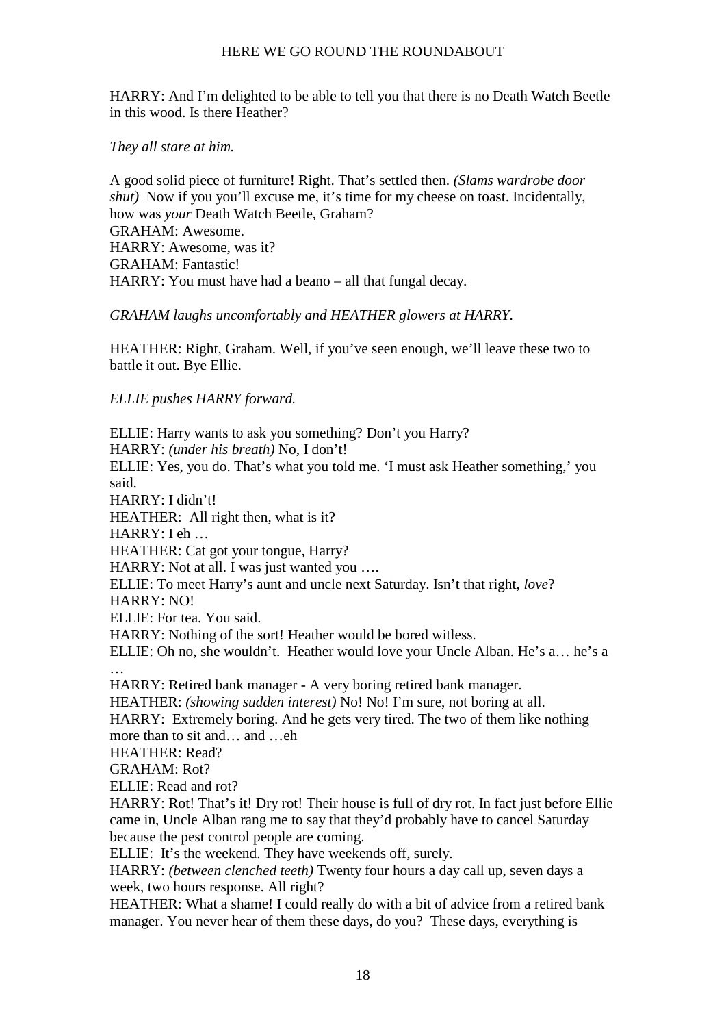HARRY: And I'm delighted to be able to tell you that there is no Death Watch Beetle in this wood. Is there Heather?

*They all stare at him.*

A good solid piece of furniture! Right. That's settled then. *(Slams wardrobe door shut)* Now if you you'll excuse me, it's time for my cheese on toast. Incidentally, how was *your* Death Watch Beetle, Graham?
GRAHAM: Awesome.
HARRY: Awesome, was it?
GRAHAM: Fantastic!
HARRY: You must have had a beano – all that fungal decay.

*GRAHAM laughs uncomfortably and HEATHER glowers at HARRY.*

HEATHER: Right, Graham. Well, if you've seen enough, we'll leave these two to battle it out. Bye Ellie.

*ELLIE pushes HARRY forward.*

ELLIE: Harry wants to ask you something? Don't you Harry?
HARRY: *(under his breath)* No, I don't!
ELLIE: Yes, you do. That's what you told me. 'I must ask Heather something,' you said.
HARRY: I didn't!
HEATHER: All right then, what is it?
HARRY: I eh …
HEATHER: Cat got your tongue, Harry?
HARRY: Not at all. I was just wanted you ….
ELLIE: To meet Harry's aunt and uncle next Saturday. Isn't that right, *love*?
HARRY: NO!
ELLIE: For tea. You said.
HARRY: Nothing of the sort! Heather would be bored witless.
ELLIE: Oh no, she wouldn't. Heather would love your Uncle Alban. He's a… he's a …
HARRY: Retired bank manager - A very boring retired bank manager.
HEATHER: *(showing sudden interest)* No! No! I'm sure, not boring at all.
HARRY: Extremely boring. And he gets very tired. The two of them like nothing more than to sit and… and …eh
HEATHER: Read?
GRAHAM: Rot?
ELLIE: Read and rot?
HARRY: Rot! That's it! Dry rot! Their house is full of dry rot. In fact just before Ellie came in, Uncle Alban rang me to say that they'd probably have to cancel Saturday because the pest control people are coming.
ELLIE: It's the weekend. They have weekends off, surely.
HARRY: *(between clenched teeth)* Twenty four hours a day call up, seven days a week, two hours response. All right?
HEATHER: What a shame! I could really do with a bit of advice from a retired bank manager. You never hear of them these days, do you? These days, everything is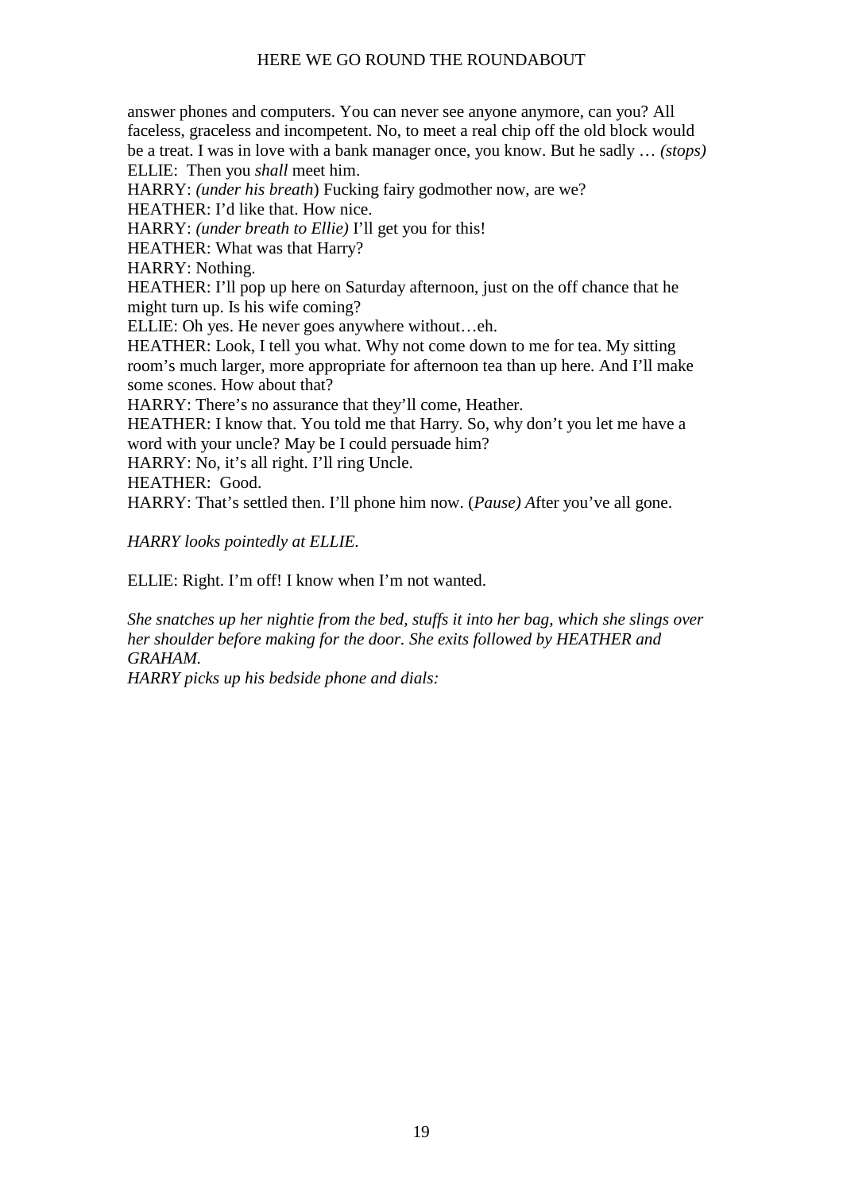answer phones and computers. You can never see anyone anymore, can you? All faceless, graceless and incompetent. No, to meet a real chip off the old block would be a treat. I was in love with a bank manager once, you know. But he sadly … *(stops)*

ELLIE: Then you *shall* meet him.

HARRY: *(under his breath*) Fucking fairy godmother now, are we?

HEATHER: I'd like that. How nice.

HARRY: *(under breath to Ellie)* I'll get you for this!

HEATHER: What was that Harry?

HARRY: Nothing.

HEATHER: I'll pop up here on Saturday afternoon, just on the off chance that he might turn up. Is his wife coming?

ELLIE: Oh yes. He never goes anywhere without…eh.

HEATHER: Look, I tell you what. Why not come down to me for tea. My sitting room's much larger, more appropriate for afternoon tea than up here. And I'll make some scones. How about that?

HARRY: There's no assurance that they'll come, Heather.

HEATHER: I know that. You told me that Harry. So, why don't you let me have a word with your uncle? May be I could persuade him?

HARRY: No, it's all right. I'll ring Uncle.

HEATHER: Good.

HARRY: That's settled then. I'll phone him now. (*Pause) A*fter you've all gone.

*HARRY looks pointedly at ELLIE.*

ELLIE: Right. I'm off! I know when I'm not wanted.

*She snatches up her nightie from the bed, stuffs it into her bag, which she slings over her shoulder before making for the door. She exits followed by HEATHER and GRAHAM.*

*HARRY picks up his bedside phone and dials:*